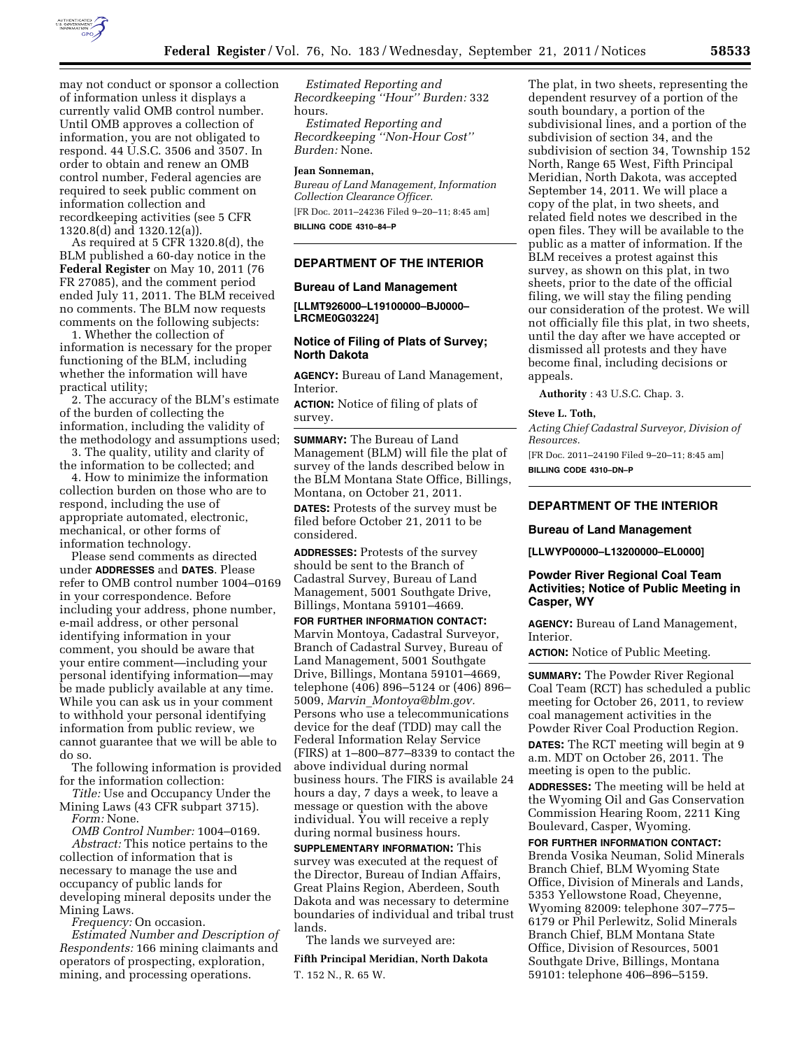may not conduct or sponsor a collection of information unless it displays a currently valid OMB control number. Until OMB approves a collection of information, you are not obligated to respond. 44 U.S.C. 3506 and 3507. In order to obtain and renew an OMB control number, Federal agencies are required to seek public comment on information collection and recordkeeping activities (see 5 CFR 1320.8(d) and 1320.12(a)).

As required at 5 CFR 1320.8(d), the BLM published a 60-day notice in the **Federal Register** on May 10, 2011 (76 FR 27085), and the comment period ended July 11, 2011. The BLM received no comments. The BLM now requests comments on the following subjects:

1. Whether the collection of information is necessary for the proper functioning of the BLM, including whether the information will have practical utility;
2. The accuracy of the BLM's estimate of the burden of collecting the information, including the validity of the methodology and assumptions used;
3. The quality, utility and clarity of the information to be collected; and
4. How to minimize the information collection burden on those who are to respond, including the use of appropriate automated, electronic, mechanical, or other forms of information technology.

Please send comments as directed under **ADDRESSES** and **DATES**. Please refer to OMB control number 1004–0169 in your correspondence. Before including your address, phone number, e-mail address, or other personal identifying information in your comment, you should be aware that your entire comment—including your personal identifying information—may be made publicly available at any time. While you can ask us in your comment to withhold your personal identifying information from public review, we cannot guarantee that we will be able to do so.

The following information is provided for the information collection:

*Title:* Use and Occupancy Under the Mining Laws (43 CFR subpart 3715).

*Form:* None.

*OMB Control Number:* 1004–0169.

*Abstract:* This notice pertains to the collection of information that is necessary to manage the use and occupancy of public lands for developing mineral deposits under the Mining Laws.

*Frequency:* On occasion.

*Estimated Number and Description of Respondents:* 166 mining claimants and operators of prospecting, exploration, mining, and processing operations.

*Estimated Reporting and Recordkeeping "Hour" Burden:* 332 hours.

*Estimated Reporting and Recordkeeping "Non-Hour Cost" Burden:* None.

**Jean Sonneman,**

*Bureau of Land Management, Information Collection Clearance Officer.*

[FR Doc. 2011–24236 Filed 9–20–11; 8:45 am]

**BILLING CODE 4310–84–P**

---

## DEPARTMENT OF THE INTERIOR

### Bureau of Land Management

**[LLMT926000–L19100000–BJ0000–LRCME0G03224]**

### Notice of Filing of Plats of Survey; North Dakota

**AGENCY:** Bureau of Land Management, Interior.

**ACTION:** Notice of filing of plats of survey.

**SUMMARY:** The Bureau of Land Management (BLM) will file the plat of survey of the lands described below in the BLM Montana State Office, Billings, Montana, on October 21, 2011.

**DATES:** Protests of the survey must be filed before October 21, 2011 to be considered.

**ADDRESSES:** Protests of the survey should be sent to the Branch of Cadastral Survey, Bureau of Land Management, 5001 Southgate Drive, Billings, Montana 59101–4669.

**FOR FURTHER INFORMATION CONTACT:** Marvin Montoya, Cadastral Surveyor, Branch of Cadastral Survey, Bureau of Land Management, 5001 Southgate Drive, Billings, Montana 59101–4669, telephone (406) 896–5124 or (406) 896–5009, *Marvin_Montoya@blm.gov.* Persons who use a telecommunications device for the deaf (TDD) may call the Federal Information Relay Service (FIRS) at 1–800–877–8339 to contact the above individual during normal business hours. The FIRS is available 24 hours a day, 7 days a week, to leave a message or question with the above individual. You will receive a reply during normal business hours.

**SUPPLEMENTARY INFORMATION:** This survey was executed at the request of the Director, Bureau of Indian Affairs, Great Plains Region, Aberdeen, South Dakota and was necessary to determine boundaries of individual and tribal trust lands.

The lands we surveyed are:

**Fifth Principal Meridian, North Dakota**

T. 152 N., R. 65 W.

The plat, in two sheets, representing the dependent resurvey of a portion of the south boundary, a portion of the subdivisional lines, and a portion of the subdivision of section 34, and the subdivision of section 34, Township 152 North, Range 65 West, Fifth Principal Meridian, North Dakota, was accepted September 14, 2011. We will place a copy of the plat, in two sheets, and related field notes we described in the open files. They will be available to the public as a matter of information. If the BLM receives a protest against this survey, as shown on this plat, in two sheets, prior to the date of the official filing, we will stay the filing pending our consideration of the protest. We will not officially file this plat, in two sheets, until the day after we have accepted or dismissed all protests and they have become final, including decisions or appeals.

**Authority** : 43 U.S.C. Chap. 3.

**Steve L. Toth,**

*Acting Chief Cadastral Surveyor, Division of Resources.*

[FR Doc. 2011–24190 Filed 9–20–11; 8:45 am]

**BILLING CODE 4310–DN–P**

---

## DEPARTMENT OF THE INTERIOR

### Bureau of Land Management

**[LLWYP00000–L13200000–EL0000]**

### Powder River Regional Coal Team Activities; Notice of Public Meeting in Casper, WY

**AGENCY:** Bureau of Land Management, Interior.

**ACTION:** Notice of Public Meeting.

**SUMMARY:** The Powder River Regional Coal Team (RCT) has scheduled a public meeting for October 26, 2011, to review coal management activities in the Powder River Coal Production Region.

**DATES:** The RCT meeting will begin at 9 a.m. MDT on October 26, 2011. The meeting is open to the public.

**ADDRESSES:** The meeting will be held at the Wyoming Oil and Gas Conservation Commission Hearing Room, 2211 King Boulevard, Casper, Wyoming.

**FOR FURTHER INFORMATION CONTACT:** Brenda Vosika Neuman, Solid Minerals Branch Chief, BLM Wyoming State Office, Division of Minerals and Lands, 5353 Yellowstone Road, Cheyenne, Wyoming 82009: telephone 307–775–6179 or Phil Perlewitz, Solid Minerals Branch Chief, BLM Montana State Office, Division of Resources, 5001 Southgate Drive, Billings, Montana 59101: telephone 406–896–5159.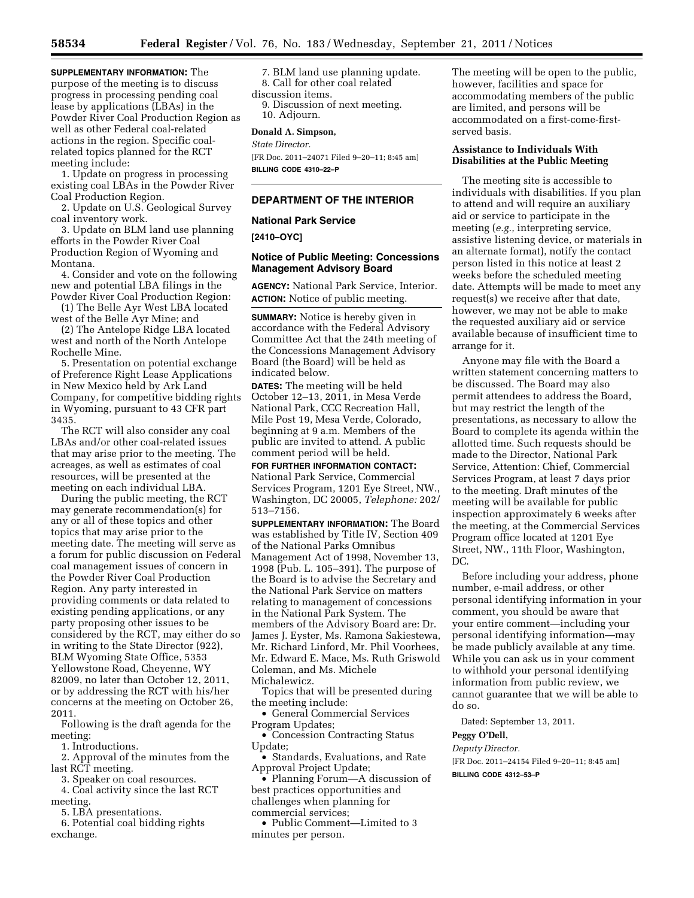**SUPPLEMENTARY INFORMATION:** The purpose of the meeting is to discuss progress in processing pending coal lease by applications (LBAs) in the Powder River Coal Production Region as well as other Federal coal-related actions in the region. Specific coal-related topics planned for the RCT meeting include:

1. Update on progress in processing existing coal LBAs in the Powder River Coal Production Region.
2. Update on U.S. Geological Survey coal inventory work.
3. Update on BLM land use planning efforts in the Powder River Coal Production Region of Wyoming and Montana.
4. Consider and vote on the following new and potential LBA filings in the Powder River Coal Production Region:
   (1) The Belle Ayr West LBA located west of the Belle Ayr Mine; and
   (2) The Antelope Ridge LBA located west and north of the North Antelope Rochelle Mine.
5. Presentation on potential exchange of Preference Right Lease Applications in New Mexico held by Ark Land Company, for competitive bidding rights in Wyoming, pursuant to 43 CFR part 3435.

The RCT will also consider any coal LBAs and/or other coal-related issues that may arise prior to the meeting. The acreages, as well as estimates of coal resources, will be presented at the meeting on each individual LBA.

During the public meeting, the RCT may generate recommendation(s) for any or all of these topics and other topics that may arise prior to the meeting date. The meeting will serve as a forum for public discussion on Federal coal management issues of concern in the Powder River Coal Production Region. Any party interested in providing comments or data related to existing pending applications, or any party proposing other issues to be considered by the RCT, may either do so in writing to the State Director (922), BLM Wyoming State Office, 5353 Yellowstone Road, Cheyenne, WY 82009, no later than October 12, 2011, or by addressing the RCT with his/her concerns at the meeting on October 26, 2011.

Following is the draft agenda for the meeting:

1. Introductions.
2. Approval of the minutes from the last RCT meeting.
3. Speaker on coal resources.
4. Coal activity since the last RCT meeting.
5. LBA presentations.
6. Potential coal bidding rights exchange.
7. BLM land use planning update.
8. Call for other coal related discussion items.
9. Discussion of next meeting.
10. Adjourn.

**Donald A. Simpson,**

*State Director.*

[FR Doc. 2011–24071 Filed 9–20–11; 8:45 am]

**BILLING CODE 4310–22–P**

## DEPARTMENT OF THE INTERIOR

### National Park Service

**[2410–OYC]**

### Notice of Public Meeting: Concessions Management Advisory Board

**AGENCY:** National Park Service, Interior.

**ACTION:** Notice of public meeting.

**SUMMARY:** Notice is hereby given in accordance with the Federal Advisory Committee Act that the 24th meeting of the Concessions Management Advisory Board (the Board) will be held as indicated below.

**DATES:** The meeting will be held October 12–13, 2011, in Mesa Verde National Park, CCC Recreation Hall, Mile Post 19, Mesa Verde, Colorado, beginning at 9 a.m. Members of the public are invited to attend. A public comment period will be held.

**FOR FURTHER INFORMATION CONTACT:** National Park Service, Commercial Services Program, 1201 Eye Street, NW., Washington, DC 20005, *Telephone:* 202/513–7156.

**SUPPLEMENTARY INFORMATION:** The Board was established by Title IV, Section 409 of the National Parks Omnibus Management Act of 1998, November 13, 1998 (Pub. L. 105–391). The purpose of the Board is to advise the Secretary and the National Park Service on matters relating to management of concessions in the National Park System. The members of the Advisory Board are: Dr. James J. Eyster, Ms. Ramona Sakiestewa, Mr. Richard Linford, Mr. Phil Voorhees, Mr. Edward E. Mace, Ms. Ruth Griswold Coleman, and Ms. Michele Michalewicz.

Topics that will be presented during the meeting include:

- General Commercial Services Program Updates;
- Concession Contracting Status Update;
- Standards, Evaluations, and Rate Approval Project Update;
- Planning Forum—A discussion of best practices opportunities and challenges when planning for commercial services;
- Public Comment—Limited to 3 minutes per person.

The meeting will be open to the public, however, facilities and space for accommodating members of the public are limited, and persons will be accommodated on a first-come-first-served basis.

#### Assistance to Individuals With Disabilities at the Public Meeting

The meeting site is accessible to individuals with disabilities. If you plan to attend and will require an auxiliary aid or service to participate in the meeting (*e.g.,* interpreting service, assistive listening device, or materials in an alternate format), notify the contact person listed in this notice at least 2 weeks before the scheduled meeting date. Attempts will be made to meet any request(s) we receive after that date, however, we may not be able to make the requested auxiliary aid or service available because of insufficient time to arrange for it.

Anyone may file with the Board a written statement concerning matters to be discussed. The Board may also permit attendees to address the Board, but may restrict the length of the presentations, as necessary to allow the Board to complete its agenda within the allotted time. Such requests should be made to the Director, National Park Service, Attention: Chief, Commercial Services Program, at least 7 days prior to the meeting. Draft minutes of the meeting will be available for public inspection approximately 6 weeks after the meeting, at the Commercial Services Program office located at 1201 Eye Street, NW., 11th Floor, Washington, DC.

Before including your address, phone number, e-mail address, or other personal identifying information in your comment, you should be aware that your entire comment—including your personal identifying information—may be made publicly available at any time. While you can ask us in your comment to withhold your personal identifying information from public review, we cannot guarantee that we will be able to do so.

Dated: September 13, 2011.

**Peggy O'Dell,**

*Deputy Director.*

[FR Doc. 2011–24154 Filed 9–20–11; 8:45 am]

**BILLING CODE 4312–53–P**